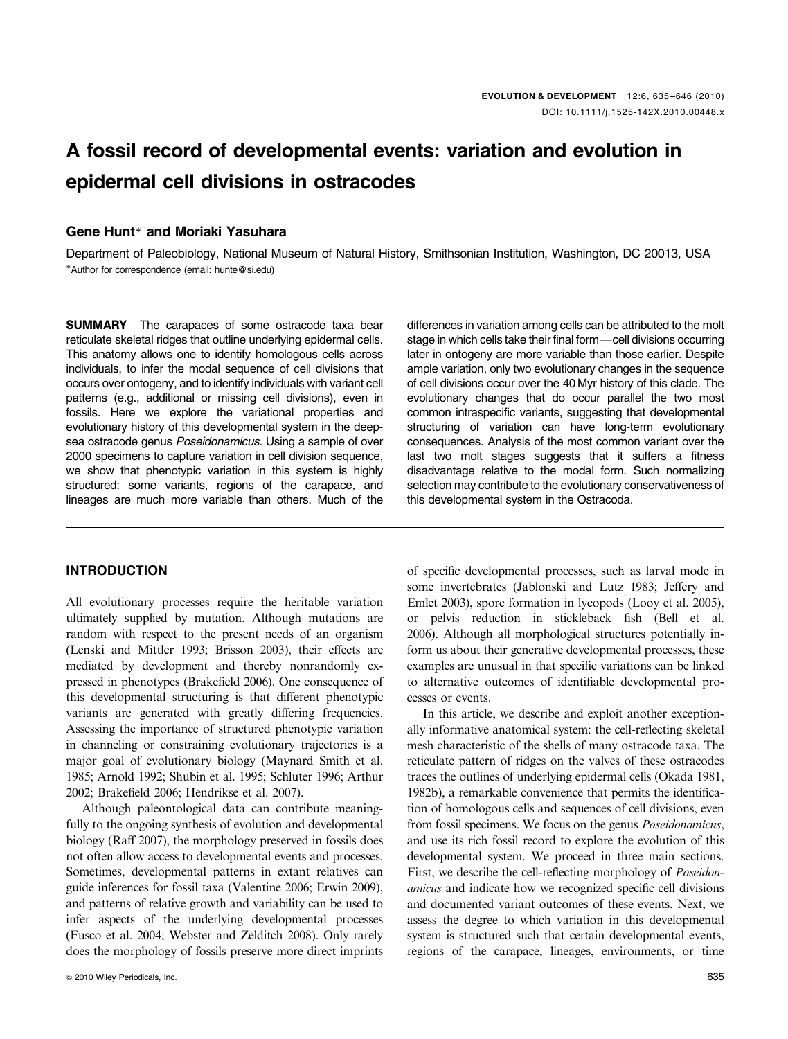# A fossil record of developmental events: variation and evolution in epidermal cell divisions in ostracodes

**Gene Hunt\* and Moriaki Yasuhara**

Department of Paleobiology, National Museum of Natural History, Smithsonian Institution, Washington, DC 20013, USA

\*Author for correspondence (email: hunte@si.edu)

**SUMMARY** The carapaces of some ostracode taxa bear reticulate skeletal ridges that outline underlying epidermal cells. This anatomy allows one to identify homologous cells across individuals, to infer the modal sequence of cell divisions that occurs over ontogeny, and to identify individuals with variant cell patterns (e.g., additional or missing cell divisions), even in fossils. Here we explore the variational properties and evolutionary history of this developmental system in the deep-sea ostracode genus *Poseidonamicus*. Using a sample of over 2000 specimens to capture variation in cell division sequence, we show that phenotypic variation in this system is highly structured: some variants, regions of the carapace, and lineages are much more variable than others. Much of the differences in variation among cells can be attributed to the molt stage in which cells take their final form—cell divisions occurring later in ontogeny are more variable than those earlier. Despite ample variation, only two evolutionary changes in the sequence of cell divisions occur over the 40 Myr history of this clade. The evolutionary changes that do occur parallel the two most common intraspecific variants, suggesting that developmental structuring of variation can have long-term evolutionary consequences. Analysis of the most common variant over the last two molt stages suggests that it suffers a fitness disadvantage relative to the modal form. Such normalizing selection may contribute to the evolutionary conservativeness of this developmental system in the Ostracoda.

## INTRODUCTION

All evolutionary processes require the heritable variation ultimately supplied by mutation. Although mutations are random with respect to the present needs of an organism (Lenski and Mittler 1993; Brisson 2003), their effects are mediated by development and thereby nonrandomly expressed in phenotypes (Brakefield 2006). One consequence of this developmental structuring is that different phenotypic variants are generated with greatly differing frequencies. Assessing the importance of structured phenotypic variation in channeling or constraining evolutionary trajectories is a major goal of evolutionary biology (Maynard Smith et al. 1985; Arnold 1992; Shubin et al. 1995; Schluter 1996; Arthur 2002; Brakefield 2006; Hendrikse et al. 2007).

Although paleontological data can contribute meaningfully to the ongoing synthesis of evolution and developmental biology (Raff 2007), the morphology preserved in fossils does not often allow access to developmental events and processes. Sometimes, developmental patterns in extant relatives can guide inferences for fossil taxa (Valentine 2006; Erwin 2009), and patterns of relative growth and variability can be used to infer aspects of the underlying developmental processes (Fusco et al. 2004; Webster and Zelditch 2008). Only rarely does the morphology of fossils preserve more direct imprints of specific developmental processes, such as larval mode in some invertebrates (Jablonski and Lutz 1983; Jeffery and Emlet 2003), spore formation in lycopods (Looy et al. 2005), or pelvis reduction in stickleback fish (Bell et al. 2006). Although all morphological structures potentially inform us about their generative developmental processes, these examples are unusual in that specific variations can be linked to alternative outcomes of identifiable developmental processes or events.

In this article, we describe and exploit another exceptionally informative anatomical system: the cell-reflecting skeletal mesh characteristic of the shells of many ostracode taxa. The reticulate pattern of ridges on the valves of these ostracodes traces the outlines of underlying epidermal cells (Okada 1981, 1982b), a remarkable convenience that permits the identification of homologous cells and sequences of cell divisions, even from fossil specimens. We focus on the genus *Poseidonamicus*, and use its rich fossil record to explore the evolution of this developmental system. We proceed in three main sections. First, we describe the cell-reflecting morphology of *Poseidonamicus* and indicate how we recognized specific cell divisions and documented variant outcomes of these events. Next, we assess the degree to which variation in this developmental system is structured such that certain developmental events, regions of the carapace, lineages, environments, or time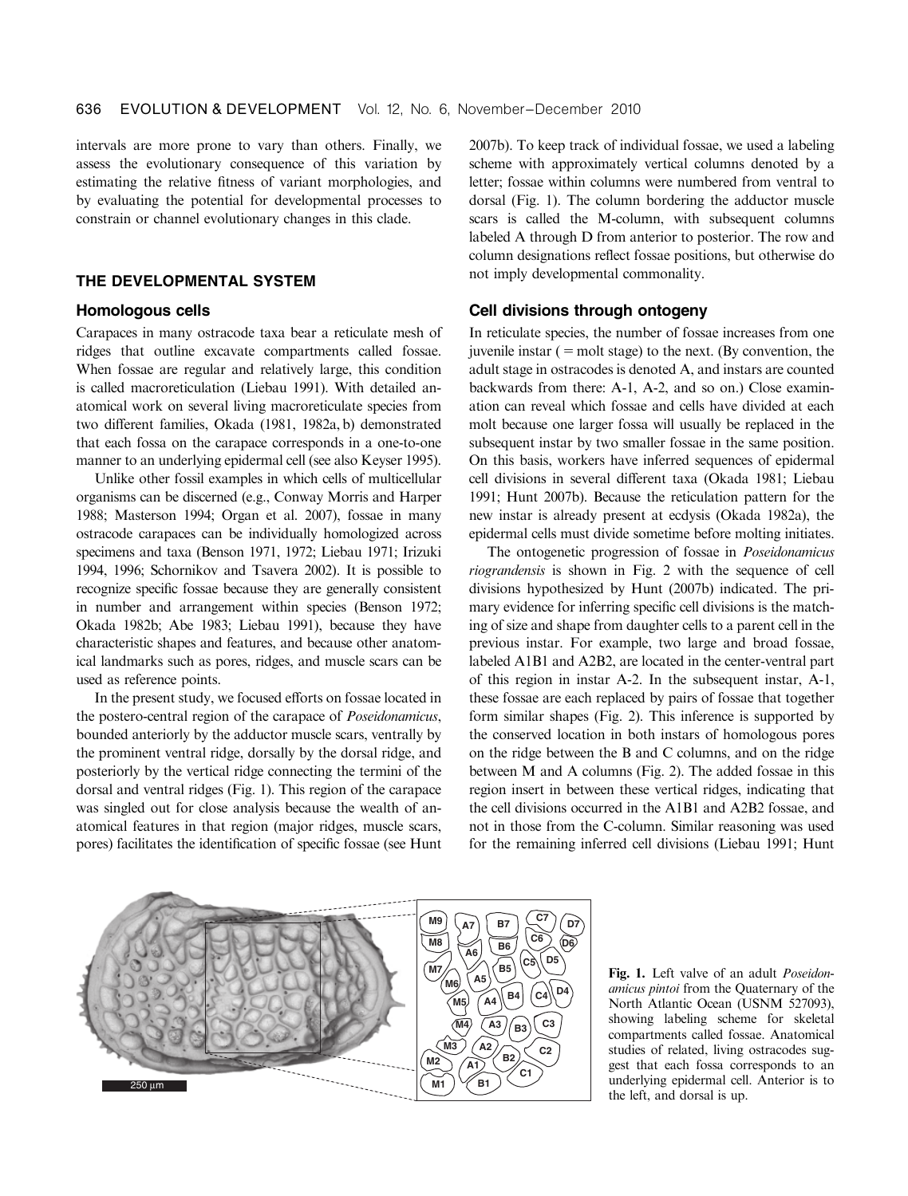intervals are more prone to vary than others. Finally, we assess the evolutionary consequence of this variation by estimating the relative fitness of variant morphologies, and by evaluating the potential for developmental processes to constrain or channel evolutionary changes in this clade.

## THE DEVELOPMENTAL SYSTEM

### Homologous cells

Carapaces in many ostracode taxa bear a reticulate mesh of ridges that outline excavate compartments called fossae. When fossae are regular and relatively large, this condition is called macroreticulation (Liebau 1991). With detailed anatomical work on several living macroreticulate species from two different families, Okada (1981, 1982a, b) demonstrated that each fossa on the carapace corresponds in a one-to-one manner to an underlying epidermal cell (see also Keyser 1995).

Unlike other fossil examples in which cells of multicellular organisms can be discerned (e.g., Conway Morris and Harper 1988; Masterson 1994; Organ et al. 2007), fossae in many ostracode carapaces can be individually homologized across specimens and taxa (Benson 1971, 1972; Liebau 1971; Irizuki 1994, 1996; Schornikov and Tsavera 2002). It is possible to recognize specific fossae because they are generally consistent in number and arrangement within species (Benson 1972; Okada 1982b; Abe 1983; Liebau 1991), because they have characteristic shapes and features, and because other anatomical landmarks such as pores, ridges, and muscle scars can be used as reference points.

In the present study, we focused efforts on fossae located in the postero-central region of the carapace of *Poseidonamicus*, bounded anteriorly by the adductor muscle scars, ventrally by the prominent ventral ridge, dorsally by the dorsal ridge, and posteriorly by the vertical ridge connecting the termini of the dorsal and ventral ridges (Fig. 1). This region of the carapace was singled out for close analysis because the wealth of anatomical features in that region (major ridges, muscle scars, pores) facilitates the identification of specific fossae (see Hunt 2007b). To keep track of individual fossae, we used a labeling scheme with approximately vertical columns denoted by a letter; fossae within columns were numbered from ventral to dorsal (Fig. 1). The column bordering the adductor muscle scars is called the M-column, with subsequent columns labeled A through D from anterior to posterior. The row and column designations reflect fossae positions, but otherwise do not imply developmental commonality.

### Cell divisions through ontogeny

In reticulate species, the number of fossae increases from one juvenile instar (= molt stage) to the next. (By convention, the adult stage in ostracodes is denoted A, and instars are counted backwards from there: A-1, A-2, and so on.) Close examination can reveal which fossae and cells have divided at each molt because one larger fossa will usually be replaced in the subsequent instar by two smaller fossae in the same position. On this basis, workers have inferred sequences of epidermal cell divisions in several different taxa (Okada 1981; Liebau 1991; Hunt 2007b). Because the reticulation pattern for the new instar is already present at ecdysis (Okada 1982a), the epidermal cells must divide sometime before molting initiates.

The ontogenetic progression of fossae in *Poseidonamicus riograndensis* is shown in Fig. 2 with the sequence of cell divisions hypothesized by Hunt (2007b) indicated. The primary evidence for inferring specific cell divisions is the matching of size and shape from daughter cells to a parent cell in the previous instar. For example, two large and broad fossae, labeled A1B1 and A2B2, are located in the center-ventral part of this region in instar A-2. In the subsequent instar, A-1, these fossae are each replaced by pairs of fossae that together form similar shapes (Fig. 2). This inference is supported by the conserved location in both instars of homologous pores on the ridge between the B and C columns, and on the ridge between M and A columns (Fig. 2). The added fossae in this region insert in between these vertical ridges, indicating that the cell divisions occurred in the A1B1 and A2B2 fossae, and not in those from the C-column. Similar reasoning was used for the remaining inferred cell divisions (Liebau 1991; Hunt

**Fig. 1.** Left valve of an adult *Poseidonamicus pintoi* from the Quaternary of the North Atlantic Ocean (USNM 527093), showing labeling scheme for skeletal compartments called fossae. Anatomical studies of related, living ostracodes suggest that each fossa corresponds to an underlying epidermal cell. Anterior is to the left, and dorsal is up.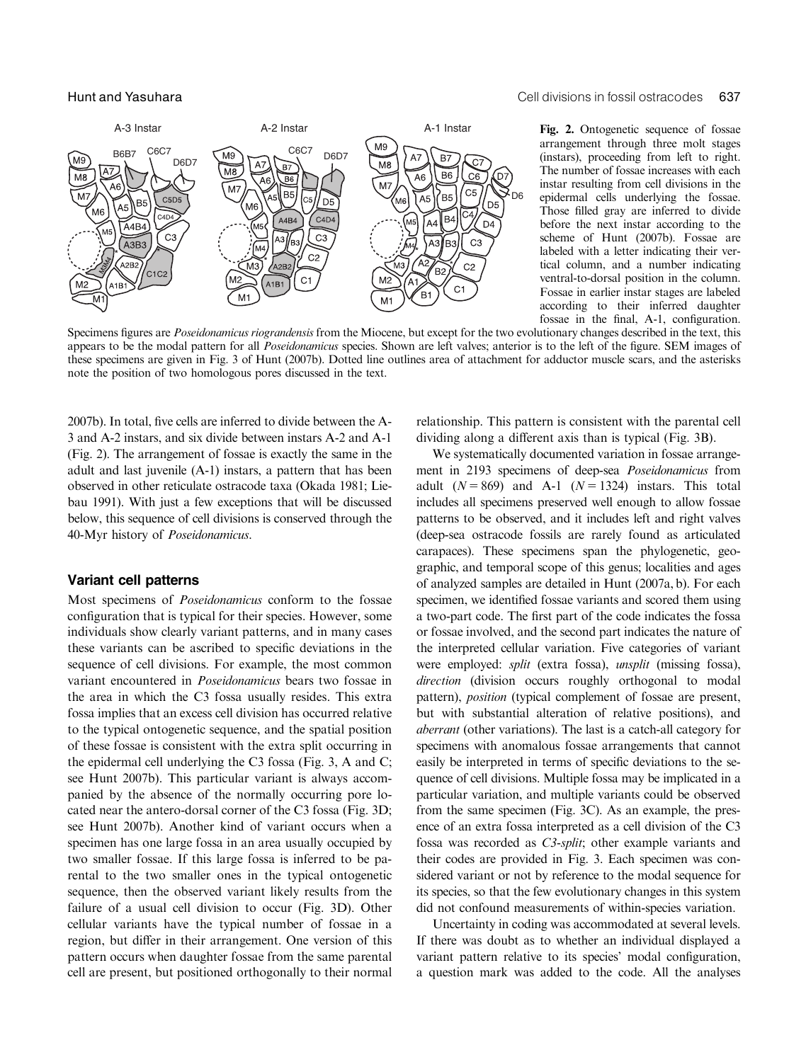**Fig. 2.** Ontogenetic sequence of fossae arrangement through three molt stages (instars), proceeding from left to right. The number of fossae increases with each instar resulting from cell divisions in the epidermal cells underlying the fossae. Those filled gray are inferred to divide before the next instar according to the scheme of Hunt (2007b). Fossae are labeled with a letter indicating their vertical column, and a number indicating ventral-to-dorsal position in the column. Fossae in earlier instar stages are labeled according to their inferred daughter fossae in the final, A-1, configuration. Specimens figures are *Poseidonamicus riograndensis* from the Miocene, but except for the two evolutionary changes described in the text, this appears to be the modal pattern for all *Poseidonamicus* species. Shown are left valves; anterior is to the left of the figure. SEM images of these specimens are given in Fig. 3 of Hunt (2007b). Dotted line outlines area of attachment for adductor muscle scars, and the asterisks note the position of two homologous pores discussed in the text.

2007b). In total, five cells are inferred to divide between the A-3 and A-2 instars, and six divide between instars A-2 and A-1 (Fig. 2). The arrangement of fossae is exactly the same in the adult and last juvenile (A-1) instars, a pattern that has been observed in other reticulate ostracode taxa (Okada 1981; Liebau 1991). With just a few exceptions that will be discussed below, this sequence of cell divisions is conserved through the 40-Myr history of *Poseidonamicus*.

## Variant cell patterns

Most specimens of *Poseidonamicus* conform to the fossae configuration that is typical for their species. However, some individuals show clearly variant patterns, and in many cases these variants can be ascribed to specific deviations in the sequence of cell divisions. For example, the most common variant encountered in *Poseidonamicus* bears two fossae in the area in which the C3 fossa usually resides. This extra fossa implies that an excess cell division has occurred relative to the typical ontogenetic sequence, and the spatial position of these fossae is consistent with the extra split occurring in the epidermal cell underlying the C3 fossa (Fig. 3, A and C; see Hunt 2007b). This particular variant is always accompanied by the absence of the normally occurring pore located near the antero-dorsal corner of the C3 fossa (Fig. 3D; see Hunt 2007b). Another kind of variant occurs when a specimen has one large fossa in an area usually occupied by two smaller fossae. If this large fossa is inferred to be parental to the two smaller ones in the typical ontogenetic sequence, then the observed variant likely results from the failure of a usual cell division to occur (Fig. 3D). Other cellular variants have the typical number of fossae in a region, but differ in their arrangement. One version of this pattern occurs when daughter fossae from the same parental cell are present, but positioned orthogonally to their normal relationship. This pattern is consistent with the parental cell dividing along a different axis than is typical (Fig. 3B).

We systematically documented variation in fossae arrangement in 2193 specimens of deep-sea *Poseidonamicus* from adult ($N = 869$) and A-1 ($N = 1324$) instars. This total includes all specimens preserved well enough to allow fossae patterns to be observed, and it includes left and right valves (deep-sea ostracode fossils are rarely found as articulated carapaces). These specimens span the phylogenetic, geographic, and temporal scope of this genus; localities and ages of analyzed samples are detailed in Hunt (2007a, b). For each specimen, we identified fossae variants and scored them using a two-part code. The first part of the code indicates the fossa or fossae involved, and the second part indicates the nature of the interpreted cellular variation. Five categories of variant were employed: *split* (extra fossa), *unsplit* (missing fossa), *direction* (division occurs roughly orthogonal to modal pattern), *position* (typical complement of fossae are present, but with substantial alteration of relative positions), and *aberrant* (other variations). The last is a catch-all category for specimens with anomalous fossae arrangements that cannot easily be interpreted in terms of specific deviations to the sequence of cell divisions. Multiple fossa may be implicated in a particular variation, and multiple variants could be observed from the same specimen (Fig. 3C). As an example, the presence of an extra fossa interpreted as a cell division of the C3 fossa was recorded as *C3-split*; other example variants and their codes are provided in Fig. 3. Each specimen was considered variant or not by reference to the modal sequence for its species, so that the few evolutionary changes in this system did not confound measurements of within-species variation.

Uncertainty in coding was accommodated at several levels. If there was doubt as to whether an individual displayed a variant pattern relative to its species' modal configuration, a question mark was added to the code. All the analyses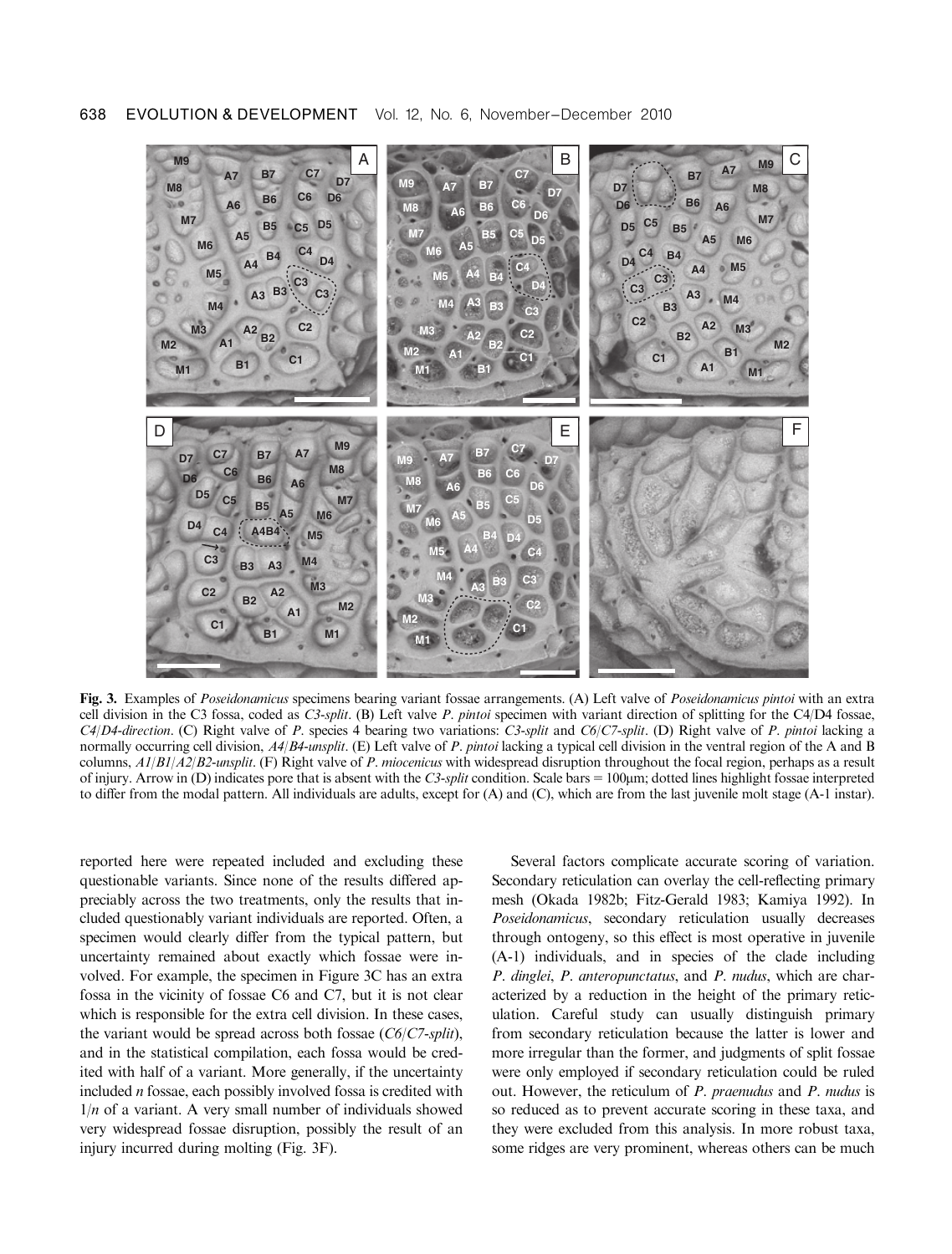**Fig. 3.** Examples of *Poseidonamicus* specimens bearing variant fossae arrangements. (A) Left valve of *Poseidonamicus pintoi* with an extra cell division in the C3 fossa, coded as *C3-split*. (B) Left valve *P. pintoi* specimen with variant direction of splitting for the C4/D4 fossae, *C4/D4-direction*. (C) Right valve of *P.* species 4 bearing two variations: *C3-split* and *C6/C7-split*. (D) Right valve of *P. pintoi* lacking a normally occurring cell division, *A4/B4-unsplit*. (E) Left valve of *P. pintoi* lacking a typical cell division in the ventral region of the A and B columns, *A1/B1/A2/B2-unsplit*. (F) Right valve of *P. miocenicus* with widespread disruption throughout the focal region, perhaps as a result of injury. Arrow in (D) indicates pore that is absent with the *C3-split* condition. Scale bars = 100μm; dotted lines highlight fossae interpreted to differ from the modal pattern. All individuals are adults, except for (A) and (C), which are from the last juvenile molt stage (A-1 instar).

reported here were repeated included and excluding these questionable variants. Since none of the results differed appreciably across the two treatments, only the results that included questionably variant individuals are reported. Often, a specimen would clearly differ from the typical pattern, but uncertainty remained about exactly which fossae were involved. For example, the specimen in Figure 3C has an extra fossa in the vicinity of fossae C6 and C7, but it is not clear which is responsible for the extra cell division. In these cases, the variant would be spread across both fossae (*C6/C7-split*), and in the statistical compilation, each fossa would be credited with half of a variant. More generally, if the uncertainty included $n$ fossae, each possibly involved fossa is credited with $1/n$ of a variant. A very small number of individuals showed very widespread fossae disruption, possibly the result of an injury incurred during molting (Fig. 3F).

Several factors complicate accurate scoring of variation. Secondary reticulation can overlay the cell-reflecting primary mesh (Okada 1982b; Fitz-Gerald 1983; Kamiya 1992). In *Poseidonamicus*, secondary reticulation usually decreases through ontogeny, so this effect is most operative in juvenile (A-1) individuals, and in species of the clade including *P. dinglei*, *P. anteropunctatus*, and *P. nudus*, which are characterized by a reduction in the height of the primary reticulation. Careful study can usually distinguish primary from secondary reticulation because the latter is lower and more irregular than the former, and judgments of split fossae were only employed if secondary reticulation could be ruled out. However, the reticulum of *P. praenudus* and *P. nudus* is so reduced as to prevent accurate scoring in these taxa, and they were excluded from this analysis. In more robust taxa, some ridges are very prominent, whereas others can be much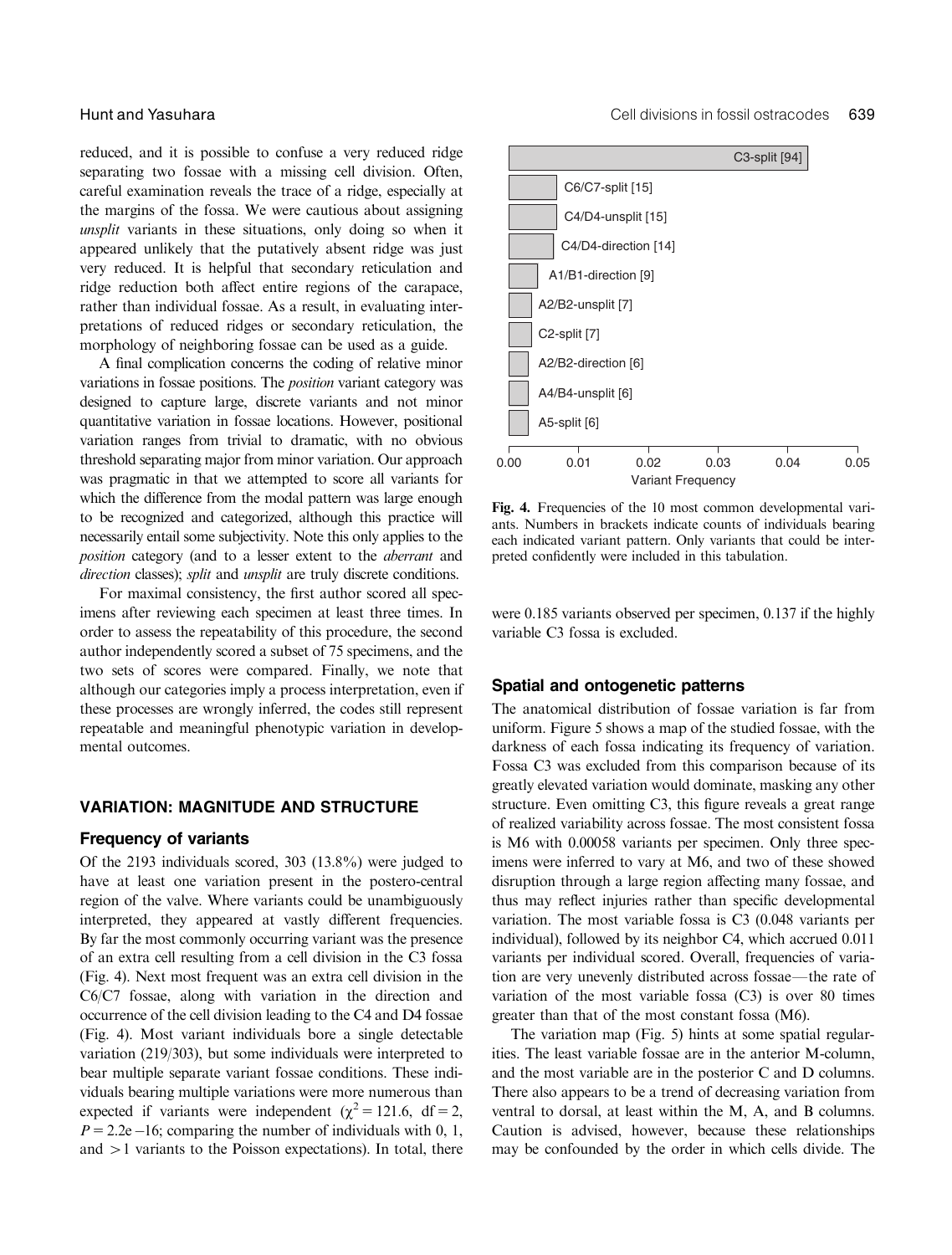reduced, and it is possible to confuse a very reduced ridge separating two fossae with a missing cell division. Often, careful examination reveals the trace of a ridge, especially at the margins of the fossa. We were cautious about assigning *unsplit* variants in these situations, only doing so when it appeared unlikely that the putatively absent ridge was just very reduced. It is helpful that secondary reticulation and ridge reduction both affect entire regions of the carapace, rather than individual fossae. As a result, in evaluating interpretations of reduced ridges or secondary reticulation, the morphology of neighboring fossae can be used as a guide.

A final complication concerns the coding of relative minor variations in fossae positions. The *position* variant category was designed to capture large, discrete variants and not minor quantitative variation in fossae locations. However, positional variation ranges from trivial to dramatic, with no obvious threshold separating major from minor variation. Our approach was pragmatic in that we attempted to score all variants for which the difference from the modal pattern was large enough to be recognized and categorized, although this practice will necessarily entail some subjectivity. Note this only applies to the *position* category (and to a lesser extent to the *aberrant* and *direction* classes); *split* and *unsplit* are truly discrete conditions.

For maximal consistency, the first author scored all specimens after reviewing each specimen at least three times. In order to assess the repeatability of this procedure, the second author independently scored a subset of 75 specimens, and the two sets of scores were compared. Finally, we note that although our categories imply a process interpretation, even if these processes are wrongly inferred, the codes still represent repeatable and meaningful phenotypic variation in developmental outcomes.

## VARIATION: MAGNITUDE AND STRUCTURE

### Frequency of variants

Of the 2193 individuals scored, 303 (13.8%) were judged to have at least one variation present in the postero-central region of the valve. Where variants could be unambiguously interpreted, they appeared at vastly different frequencies. By far the most commonly occurring variant was the presence of an extra cell resulting from a cell division in the C3 fossa (Fig. 4). Next most frequent was an extra cell division in the C6/C7 fossae, along with variation in the direction and occurrence of the cell division leading to the C4 and D4 fossae (Fig. 4). Most variant individuals bore a single detectable variation (219/303), but some individuals were interpreted to bear multiple separate variant fossae conditions. These individuals bearing multiple variations were more numerous than expected if variants were independent ($\chi^2 = 121.6$, df = 2, $P = 2.2\text{e}-16$; comparing the number of individuals with 0, 1, and $>1$ variants to the Poisson expectations). In total, there were 0.185 variants observed per specimen, 0.137 if the highly variable C3 fossa is excluded.

| Variant | Count | Variant Frequency (approx.) |
|---|---|---|
| C3-split | [94] | ~0.043 |
| C6/C7-split | [15] | ~0.007 |
| C4/D4-unsplit | [15] | ~0.007 |
| C4/D4-direction | [14] | ~0.006 |
| A1/B1-direction | [9] | ~0.004 |
| A2/B2-unsplit | [7] | ~0.003 |
| C2-split | [7] | ~0.003 |
| A2/B2-direction | [6] | ~0.003 |
| A4/B4-unsplit | [6] | ~0.003 |
| A5-split | [6] | ~0.003 |

**Fig. 4.** Frequencies of the 10 most common developmental variants. Numbers in brackets indicate counts of individuals bearing each indicated variant pattern. Only variants that could be interpreted confidently were included in this tabulation.

### Spatial and ontogenetic patterns

The anatomical distribution of fossae variation is far from uniform. Figure 5 shows a map of the studied fossae, with the darkness of each fossa indicating its frequency of variation. Fossa C3 was excluded from this comparison because of its greatly elevated variation would dominate, masking any other structure. Even omitting C3, this figure reveals a great range of realized variability across fossae. The most consistent fossa is M6 with 0.00058 variants per specimen. Only three specimens were inferred to vary at M6, and two of these showed disruption through a large region affecting many fossae, and thus may reflect injuries rather than specific developmental variation. The most variable fossa is C3 (0.048 variants per individual), followed by its neighbor C4, which accrued 0.011 variants per individual scored. Overall, frequencies of variation are very unevenly distributed across fossae—the rate of variation of the most variable fossa (C3) is over 80 times greater than that of the most constant fossa (M6).

The variation map (Fig. 5) hints at some spatial regularities. The least variable fossae are in the anterior M-column, and the most variable are in the posterior C and D columns. There also appears to be a trend of decreasing variation from ventral to dorsal, at least within the M, A, and B columns. Caution is advised, however, because these relationships may be confounded by the order in which cells divide. The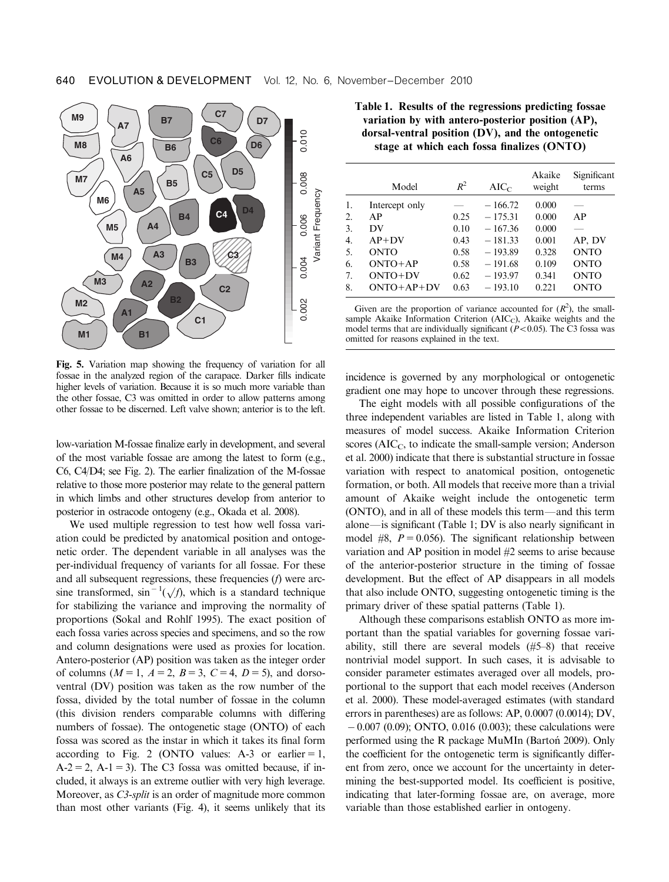Fig. 5. Variation map showing the frequency of variation for all fossae in the analyzed region of the carapace. Darker fills indicate higher levels of variation. Because it is so much more variable than the other fossae, C3 was omitted in order to allow patterns among other fossae to be discerned. Left valve shown; anterior is to the left.

low-variation M-fossae finalize early in development, and several of the most variable fossae are among the latest to form (e.g., C6, C4/D4; see Fig. 2). The earlier finalization of the M-fossae relative to those more posterior may relate to the general pattern in which limbs and other structures develop from anterior to posterior in ostracode ontogeny (e.g., Okada et al. 2008).

We used multiple regression to test how well fossa variation could be predicted by anatomical position and ontogenetic order. The dependent variable in all analyses was the per-individual frequency of variants for all fossae. For these and all subsequent regressions, these frequencies ($f$) were arcsine transformed, $\sin^{-1}(\sqrt{f})$, which is a standard technique for stabilizing the variance and improving the normality of proportions (Sokal and Rohlf 1995). The exact position of each fossa varies across species and specimens, and so the row and column designations were used as proxies for location. Antero-posterior (AP) position was taken as the integer order of columns ($M=1$, $A=2$, $B=3$, $C=4$, $D=5$), and dorsoventral (DV) position was taken as the row number of the fossa, divided by the total number of fossae in the column (this division renders comparable columns with differing numbers of fossae). The ontogenetic stage (ONTO) of each fossa was scored as the instar in which it takes its final form according to Fig. 2 (ONTO values: A-3 or earlier = 1, A-2 = 2, A-1 = 3). The C3 fossa was omitted because, if included, it always is an extreme outlier with very high leverage. Moreover, as *C3-split* is an order of magnitude more common than most other variants (Fig. 4), it seems unlikely that its incidence is governed by any morphological or ontogenetic gradient one may hope to uncover through these regressions.

**Table 1. Results of the regressions predicting fossae variation by with antero-posterior position (AP), dorsal-ventral position (DV), and the ontogenetic stage at which each fossa finalizes (ONTO)**

| | Model | $R^2$ | $AIC_C$ | Akaike weight | Significant terms |
|---|---|---|---|---|---|
| 1. | Intercept only | — | −166.72 | 0.000 | — |
| 2. | AP | 0.25 | −175.31 | 0.000 | AP |
| 3. | DV | 0.10 | −167.36 | 0.000 | — |
| 4. | AP+DV | 0.43 | −181.33 | 0.001 | AP, DV |
| 5. | ONTO | 0.58 | −193.89 | 0.328 | ONTO |
| 6. | ONTO+AP | 0.58 | −191.68 | 0.109 | ONTO |
| 7. | ONTO+DV | 0.62 | −193.97 | 0.341 | ONTO |
| 8. | ONTO+AP+DV | 0.63 | −193.10 | 0.221 | ONTO |

Given are the proportion of variance accounted for ($R^2$), the small-sample Akaike Information Criterion ($AIC_C$), Akaike weights and the model terms that are individually significant ($P<0.05$). The C3 fossa was omitted for reasons explained in the text.

The eight models with all possible configurations of the three independent variables are listed in Table 1, along with measures of model success. Akaike Information Criterion scores ($AIC_C$, to indicate the small-sample version; Anderson et al. 2000) indicate that there is substantial structure in fossae variation with respect to anatomical position, ontogenetic formation, or both. All models that receive more than a trivial amount of Akaike weight include the ontogenetic term (ONTO), and in all of these models this term—and this term alone—is significant (Table 1; DV is also nearly significant in model #8, $P=0.056$). The significant relationship between variation and AP position in model #2 seems to arise because of the anterior-posterior structure in the timing of fossae development. But the effect of AP disappears in all models that also include ONTO, suggesting ontogenetic timing is the primary driver of these spatial patterns (Table 1).

Although these comparisons establish ONTO as more important than the spatial variables for governing fossae variability, still there are several models (#5–8) that receive nontrivial model support. In such cases, it is advisable to consider parameter estimates averaged over all models, proportional to the support that each model receives (Anderson et al. 2000). These model-averaged estimates (with standard errors in parentheses) are as follows: AP, 0.0007 (0.0014); DV, −0.007 (0.09); ONTO, 0.016 (0.003); these calculations were performed using the R package MuMIn (Bartoń 2009). Only the coefficient for the ontogenetic term is significantly different from zero, once we account for the uncertainty in determining the best-supported model. Its coefficient is positive, indicating that later-forming fossae are, on average, more variable than those established earlier in ontogeny.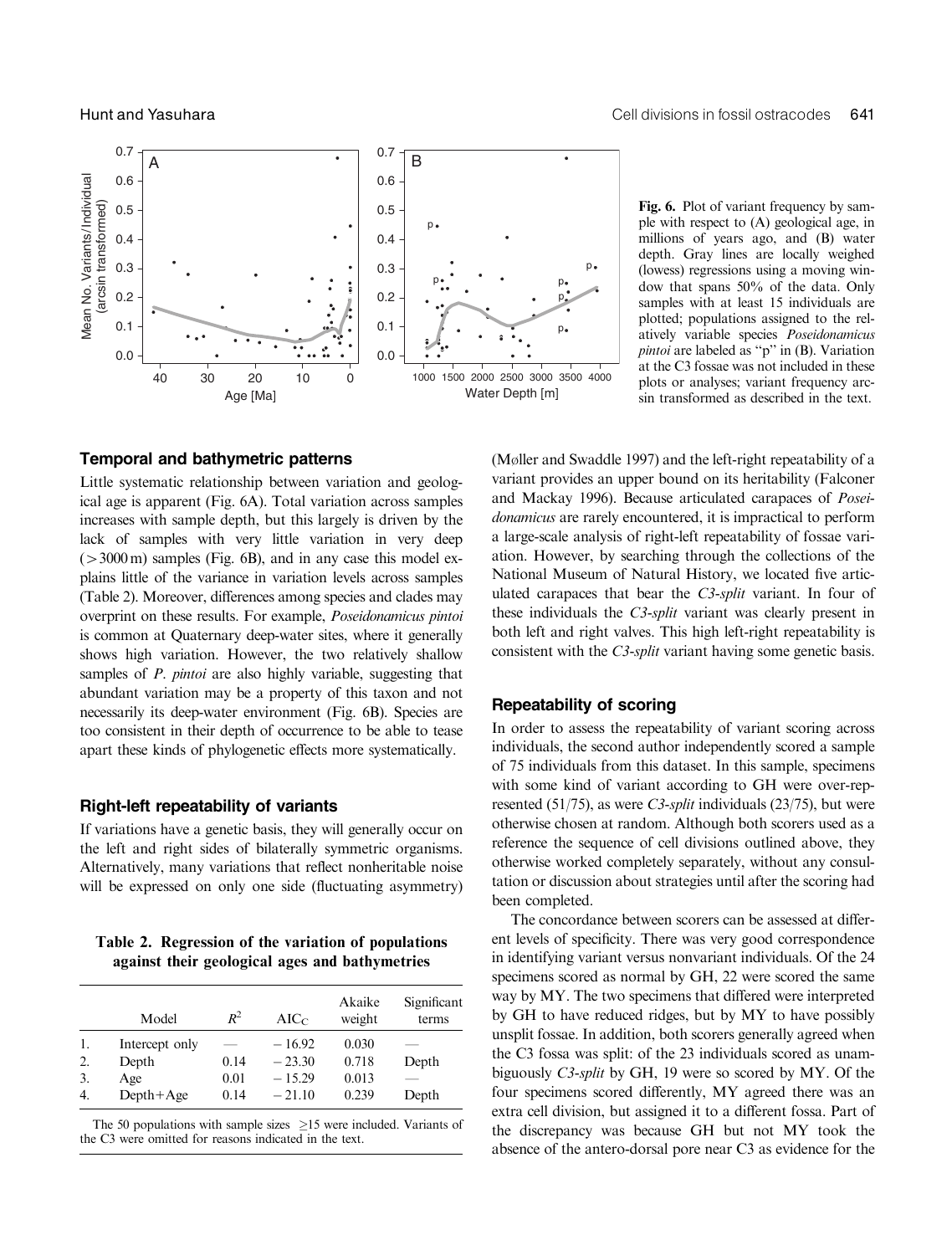Fig. 6. Plot of variant frequency by sample with respect to (A) geological age, in millions of years ago, and (B) water depth. Gray lines are locally weighed (lowess) regressions using a moving window that spans 50% of the data. Only samples with at least 15 individuals are plotted; populations assigned to the relatively variable species *Poseidonamicus pintoi* are labeled as "p" in (B). Variation at the C3 fossae was not included in these plots or analyses; variant frequency arcsin transformed as described in the text.

### Temporal and bathymetric patterns

Little systematic relationship between variation and geological age is apparent (Fig. 6A). Total variation across samples increases with sample depth, but this largely is driven by the lack of samples with very little variation in very deep (>3000 m) samples (Fig. 6B), and in any case this model explains little of the variance in variation levels across samples (Table 2). Moreover, differences among species and clades may overprint on these results. For example, *Poseidonamicus pintoi* is common at Quaternary deep-water sites, where it generally shows high variation. However, the two relatively shallow samples of *P. pintoi* are also highly variable, suggesting that abundant variation may be a property of this taxon and not necessarily its deep-water environment (Fig. 6B). Species are too consistent in their depth of occurrence to be able to tease apart these kinds of phylogenetic effects more systematically.

### Right-left repeatability of variants

If variations have a genetic basis, they will generally occur on the left and right sides of bilaterally symmetric organisms. Alternatively, many variations that reflect nonheritable noise will be expressed on only one side (fluctuating asymmetry) (Møller and Swaddle 1997) and the left-right repeatability of a variant provides an upper bound on its heritability (Falconer and Mackay 1996). Because articulated carapaces of *Poseidonamicus* are rarely encountered, it is impractical to perform a large-scale analysis of right-left repeatability of fossae variation. However, by searching through the collections of the National Museum of Natural History, we located five articulated carapaces that bear the *C3-split* variant. In four of these individuals the *C3-split* variant was clearly present in both left and right valves. This high left-right repeatability is consistent with the *C3-split* variant having some genetic basis.

**Table 2. Regression of the variation of populations against their geological ages and bathymetries**

| | Model | $R^2$ | $AIC_C$ | Akaike weight | Significant terms |
|---|---|---|---|---|---|
| 1. | Intercept only | — | −16.92 | 0.030 | — |
| 2. | Depth | 0.14 | −23.30 | 0.718 | Depth |
| 3. | Age | 0.01 | −15.29 | 0.013 | — |
| 4. | Depth+Age | 0.14 | −21.10 | 0.239 | Depth |

The 50 populations with sample sizes $\geq 15$ were included. Variants of the C3 were omitted for reasons indicated in the text.

### Repeatability of scoring

In order to assess the repeatability of variant scoring across individuals, the second author independently scored a sample of 75 individuals from this dataset. In this sample, specimens with some kind of variant according to GH were over-represented (51/75), as were *C3-split* individuals (23/75), but were otherwise chosen at random. Although both scorers used as a reference the sequence of cell divisions outlined above, they otherwise worked completely separately, without any consultation or discussion about strategies until after the scoring had been completed.

The concordance between scorers can be assessed at different levels of specificity. There was very good correspondence in identifying variant versus nonvariant individuals. Of the 24 specimens scored as normal by GH, 22 were scored the same way by MY. The two specimens that differed were interpreted by GH to have reduced ridges, but by MY to have possibly unsplit fossae. In addition, both scorers generally agreed when the C3 fossa was split: of the 23 individuals scored as unambiguously *C3-split* by GH, 19 were so scored by MY. Of the four specimens scored differently, MY agreed there was an extra cell division, but assigned it to a different fossa. Part of the discrepancy was because GH but not MY took the absence of the antero-dorsal pore near C3 as evidence for the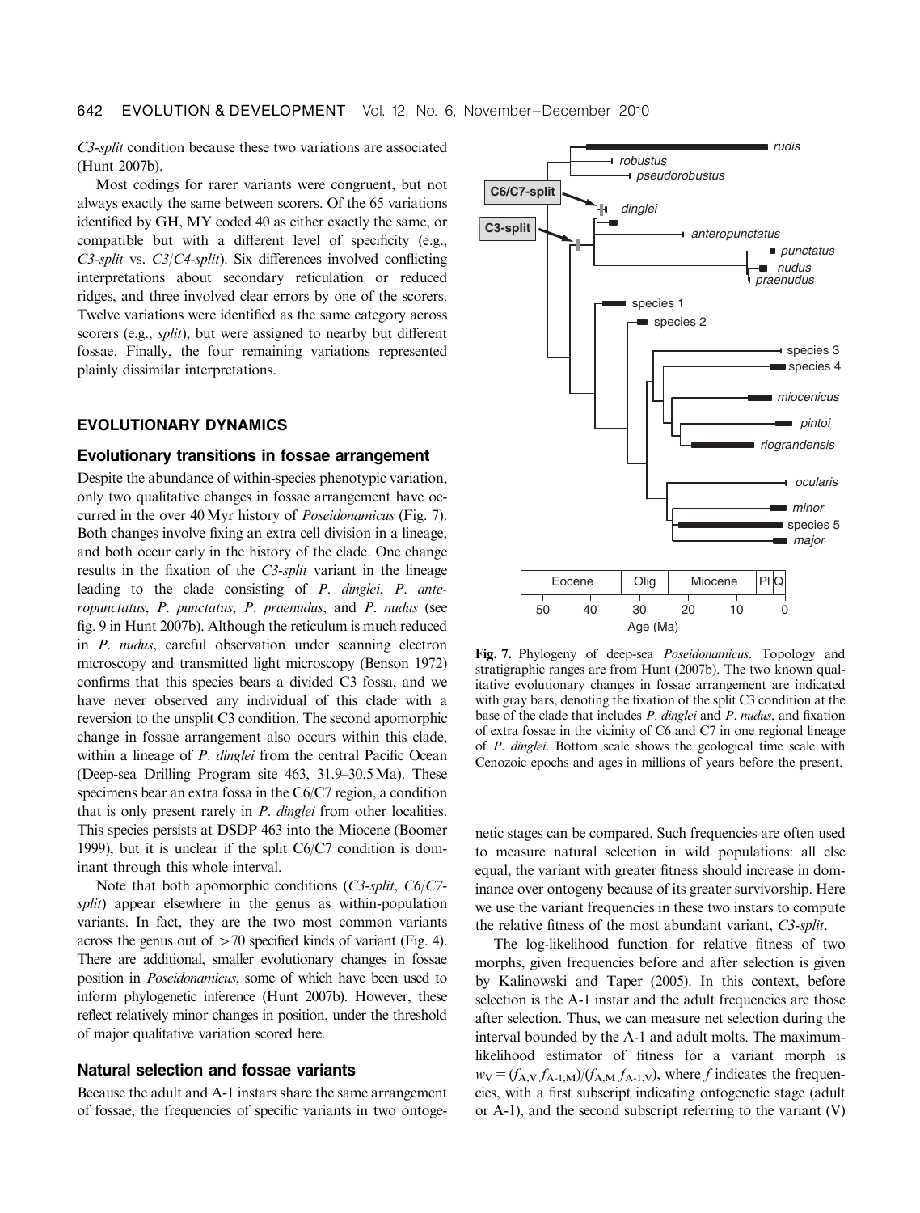*C3-split* condition because these two variations are associated (Hunt 2007b).

Most codings for rarer variants were congruent, but not always exactly the same between scorers. Of the 65 variations identified by GH, MY coded 40 as either exactly the same, or compatible but with a different level of specificity (e.g., *C3-split* vs. *C3/C4-split*). Six differences involved conflicting interpretations about secondary reticulation or reduced ridges, and three involved clear errors by one of the scorers. Twelve variations were identified as the same category across scorers (e.g., *split*), but were assigned to nearby but different fossae. Finally, the four remaining variations represented plainly dissimilar interpretations.

## EVOLUTIONARY DYNAMICS

### Evolutionary transitions in fossae arrangement

Despite the abundance of within-species phenotypic variation, only two qualitative changes in fossae arrangement have occurred in the over 40 Myr history of *Poseidonamicus* (Fig. 7). Both changes involve fixing an extra cell division in a lineage, and both occur early in the history of the clade. One change results in the fixation of the *C3-split* variant in the lineage leading to the clade consisting of *P. dinglei*, *P. anteropunctatus*, *P. punctatus*, *P. praenudus*, and *P. nudus* (see fig. 9 in Hunt 2007b). Although the reticulum is much reduced in *P. nudus*, careful observation under scanning electron microscopy and transmitted light microscopy (Benson 1972) confirms that this species bears a divided C3 fossa, and we have never observed any individual of this clade with a reversion to the unsplit C3 condition. The second apomorphic change in fossae arrangement also occurs within this clade, within a lineage of *P. dinglei* from the central Pacific Ocean (Deep-sea Drilling Program site 463, 31.9–30.5 Ma). These specimens bear an extra fossa in the C6/C7 region, a condition that is only present rarely in *P. dinglei* from other localities. This species persists at DSDP 463 into the Miocene (Boomer 1999), but it is unclear if the split C6/C7 condition is dominant through this whole interval.

Note that both apomorphic conditions (*C3-split*, *C6/C7-split*) appear elsewhere in the genus as within-population variants. In fact, they are the two most common variants across the genus out of >70 specified kinds of variant (Fig. 4). There are additional, smaller evolutionary changes in fossae position in *Poseidonamicus*, some of which have been used to inform phylogenetic inference (Hunt 2007b). However, these reflect relatively minor changes in position, under the threshold of major qualitative variation scored here.

### Natural selection and fossae variants

Because the adult and A-1 instars share the same arrangement of fossae, the frequencies of specific variants in two ontogenetic stages can be compared. Such frequencies are often used to measure natural selection in wild populations: all else equal, the variant with greater fitness should increase in dominance over ontogeny because of its greater survivorship. Here we use the variant frequencies in these two instars to compute the relative fitness of the most abundant variant, *C3-split*.

The log-likelihood function for relative fitness of two morphs, given frequencies before and after selection is given by Kalinowski and Taper (2005). In this context, before selection is the A-1 instar and the adult frequencies are those after selection. Thus, we can measure net selection during the interval bounded by the A-1 and adult molts. The maximum-likelihood estimator of fitness for a variant morph is $w_V = (f_{A,V}\, f_{A\text{-}1,M})/(f_{A,M}\, f_{A\text{-}1,V})$, where $f$ indicates the frequencies, with a first subscript indicating ontogenetic stage (adult or A-1), and the second subscript referring to the variant (V)

**Fig. 7.** Phylogeny of deep-sea *Poseidonamicus*. Topology and stratigraphic ranges are from Hunt (2007b). The two known qualitative evolutionary changes in fossae arrangement are indicated with gray bars, denoting the fixation of the split C3 condition at the base of the clade that includes *P. dinglei* and *P. nudus*, and fixation of extra fossae in the vicinity of C6 and C7 in one regional lineage of *P. dinglei*. Bottom scale shows the geological time scale with Cenozoic epochs and ages in millions of years before the present.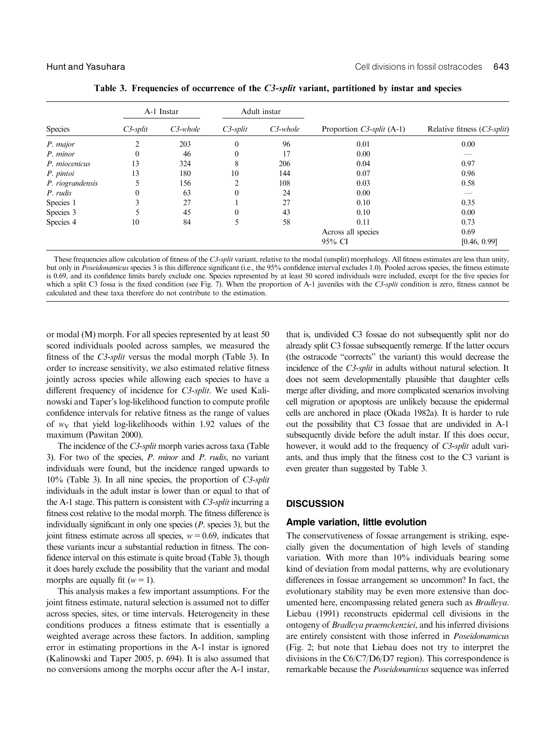**Table 3. Frequencies of occurrence of the *C3-split* variant, partitioned by instar and species**

| Species | A-1 Instar | | Adult instar | | Proportion *C3-split* (A-1) | Relative fitness (*C3-split*) |
|---|---|---|---|---|---|---|
| | *C3-split* | *C3-whole* | *C3-split* | *C3-whole* | | |
| *P. major* | 2 | 203 | 0 | 96 | 0.01 | 0.00 |
| *P. minor* | 0 | 46 | 0 | 17 | 0.00 | — |
| *P. miocenicus* | 13 | 324 | 8 | 206 | 0.04 | 0.97 |
| *P. pintoi* | 13 | 180 | 10 | 144 | 0.07 | 0.96 |
| *P. riograndensis* | 5 | 156 | 2 | 108 | 0.03 | 0.58 |
| *P. rudis* | 0 | 63 | 0 | 24 | 0.00 | — |
| Species 1 | 3 | 27 | 1 | 27 | 0.10 | 0.35 |
| Species 3 | 5 | 45 | 0 | 43 | 0.10 | 0.00 |
| Species 4 | 10 | 84 | 5 | 58 | 0.11 | 0.73 |
| | | | | | Across all species | 0.69 |
| | | | | | 95% CI | [0.46, 0.99] |

These frequencies allow calculation of fitness of the *C3-split* variant, relative to the modal (unsplit) morphology. All fitness estimates are less than unity, but only in *Poseidonamicus* species 3 is this difference significant (i.e., the 95% confidence interval excludes 1.0). Pooled across species, the fitness estimate is 0.69, and its confidence limits barely exclude one. Species represented by at least 50 scored individuals were included, except for the five species for which a split C3 fossa is the fixed condition (see Fig. 7). When the proportion of A-1 juveniles with the *C3-split* condition is zero, fitness cannot be calculated and these taxa therefore do not contribute to the estimation.

or modal (M) morph. For all species represented by at least 50 scored individuals pooled across samples, we measured the fitness of the *C3-split* versus the modal morph (Table 3). In order to increase sensitivity, we also estimated relative fitness jointly across species while allowing each species to have a different frequency of incidence for *C3-split*. We used Kalinowski and Taper's log-likelihood function to compute profile confidence intervals for relative fitness as the range of values of $w_V$ that yield log-likelihoods within 1.92 values of the maximum (Pawitan 2000).

The incidence of the *C3-split* morph varies across taxa (Table 3). For two of the species, *P. minor* and *P. rudis*, no variant individuals were found, but the incidence ranged upwards to 10% (Table 3). In all nine species, the proportion of *C3-split* individuals in the adult instar is lower than or equal to that of the A-1 stage. This pattern is consistent with *C3-split* incurring a fitness cost relative to the modal morph. The fitness difference is individually significant in only one species (*P.* species 3), but the joint fitness estimate across all species, $w = 0.69$, indicates that these variants incur a substantial reduction in fitness. The confidence interval on this estimate is quite broad (Table 3), though it does barely exclude the possibility that the variant and modal morphs are equally fit ($w = 1$).

This analysis makes a few important assumptions. For the joint fitness estimate, natural selection is assumed not to differ across species, sites, or time intervals. Heterogeneity in these conditions produces a fitness estimate that is essentially a weighted average across these factors. In addition, sampling error in estimating proportions in the A-1 instar is ignored (Kalinowski and Taper 2005, p. 694). It is also assumed that no conversions among the morphs occur after the A-1 instar, that is, undivided C3 fossae do not subsequently split nor do already split C3 fossae subsequently remerge. If the latter occurs (the ostracode "corrects" the variant) this would decrease the incidence of the *C3-split* in adults without natural selection. It does not seem developmentally plausible that daughter cells merge after dividing, and more complicated scenarios involving cell migration or apoptosis are unlikely because the epidermal cells are anchored in place (Okada 1982a). It is harder to rule out the possibility that C3 fossae that are undivided in A-1 subsequently divide before the adult instar. If this does occur, however, it would add to the frequency of *C3-split* adult variants, and thus imply that the fitness cost to the C3 variant is even greater than suggested by Table 3.

## DISCUSSION

### Ample variation, little evolution

The conservativeness of fossae arrangement is striking, especially given the documentation of high levels of standing variation. With more than 10% individuals bearing some kind of deviation from modal patterns, why are evolutionary differences in fossae arrangement so uncommon? In fact, the evolutionary stability may be even more extensive than documented here, encompassing related genera such as *Bradleya*. Liebau (1991) reconstructs epidermal cell divisions in the ontogeny of *Bradleya praemckenziei*, and his inferred divisions are entirely consistent with those inferred in *Poseidonamicus* (Fig. 2; but note that Liebau does not try to interpret the divisions in the C6/C7/D6/D7 region). This correspondence is remarkable because the *Poseidonamicus* sequence was inferred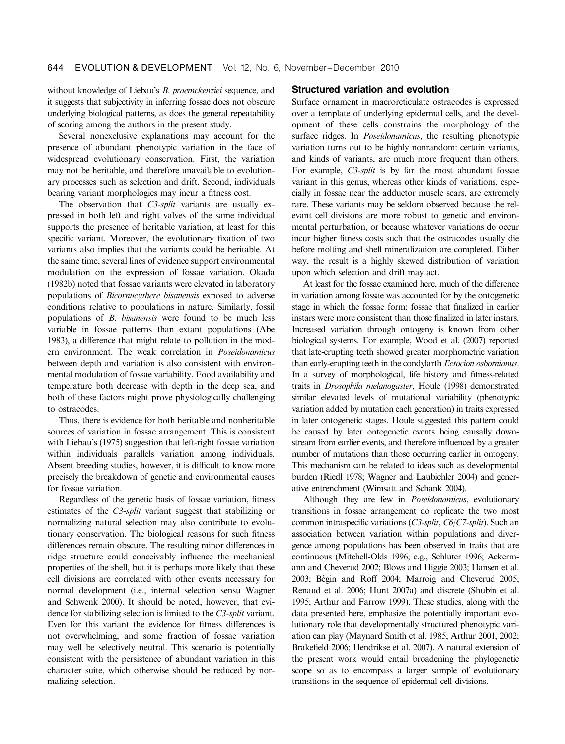without knowledge of Liebau's *B. praemckenziei* sequence, and it suggests that subjectivity in inferring fossae does not obscure underlying biological patterns, as does the general repeatability of scoring among the authors in the present study.

Several nonexclusive explanations may account for the presence of abundant phenotypic variation in the face of widespread evolutionary conservation. First, the variation may not be heritable, and therefore unavailable to evolutionary processes such as selection and drift. Second, individuals bearing variant morphologies may incur a fitness cost.

The observation that *C3-split* variants are usually expressed in both left and right valves of the same individual supports the presence of heritable variation, at least for this specific variant. Moreover, the evolutionary fixation of two variants also implies that the variants could be heritable. At the same time, several lines of evidence support environmental modulation on the expression of fossae variation. Okada (1982b) noted that fossae variants were elevated in laboratory populations of *Bicornucythere bisanensis* exposed to adverse conditions relative to populations in nature. Similarly, fossil populations of *B. bisanensis* were found to be much less variable in fossae patterns than extant populations (Abe 1983), a difference that might relate to pollution in the modern environment. The weak correlation in *Poseidonamicus* between depth and variation is also consistent with environmental modulation of fossae variability. Food availability and temperature both decrease with depth in the deep sea, and both of these factors might prove physiologically challenging to ostracodes.

Thus, there is evidence for both heritable and nonheritable sources of variation in fossae arrangement. This is consistent with Liebau's (1975) suggestion that left-right fossae variation within individuals parallels variation among individuals. Absent breeding studies, however, it is difficult to know more precisely the breakdown of genetic and environmental causes for fossae variation.

Regardless of the genetic basis of fossae variation, fitness estimates of the *C3-split* variant suggest that stabilizing or normalizing natural selection may also contribute to evolutionary conservation. The biological reasons for such fitness differences remain obscure. The resulting minor differences in ridge structure could conceivably influence the mechanical properties of the shell, but it is perhaps more likely that these cell divisions are correlated with other events necessary for normal development (i.e., internal selection sensu Wagner and Schwenk 2000). It should be noted, however, that evidence for stabilizing selection is limited to the *C3-split* variant. Even for this variant the evidence for fitness differences is not overwhelming, and some fraction of fossae variation may well be selectively neutral. This scenario is potentially consistent with the persistence of abundant variation in this character suite, which otherwise should be reduced by normalizing selection.

## Structured variation and evolution

Surface ornament in macroreticulate ostracodes is expressed over a template of underlying epidermal cells, and the development of these cells constrains the morphology of the surface ridges. In *Poseidonamicus*, the resulting phenotypic variation turns out to be highly nonrandom: certain variants, and kinds of variants, are much more frequent than others. For example, *C3-split* is by far the most abundant fossae variant in this genus, whereas other kinds of variations, especially in fossae near the adductor muscle scars, are extremely rare. These variants may be seldom observed because the relevant cell divisions are more robust to genetic and environmental perturbation, or because whatever variations do occur incur higher fitness costs such that the ostracodes usually die before molting and shell mineralization are completed. Either way, the result is a highly skewed distribution of variation upon which selection and drift may act.

At least for the fossae examined here, much of the difference in variation among fossae was accounted for by the ontogenetic stage in which the fossae form: fossae that finalized in earlier instars were more consistent than those finalized in later instars. Increased variation through ontogeny is known from other biological systems. For example, Wood et al. (2007) reported that late-erupting teeth showed greater morphometric variation than early-erupting teeth in the condylarth *Ectocion osbornianus*. In a survey of morphological, life history and fitness-related traits in *Drosophila melanogaster*, Houle (1998) demonstrated similar elevated levels of mutational variability (phenotypic variation added by mutation each generation) in traits expressed in later ontogenetic stages. Houle suggested this pattern could be caused by later ontogenetic events being causally downstream from earlier events, and therefore influenced by a greater number of mutations than those occurring earlier in ontogeny. This mechanism can be related to ideas such as developmental burden (Riedl 1978; Wagner and Laubichler 2004) and generative entrenchment (Wimsatt and Schank 2004).

Although they are few in *Poseidonamicus*, evolutionary transitions in fossae arrangement do replicate the two most common intraspecific variations (*C3-split*, *C6/C7-split*). Such an association between variation within populations and divergence among populations has been observed in traits that are continuous (Mitchell-Olds 1996; e.g., Schluter 1996; Ackermann and Cheverud 2002; Blows and Higgie 2003; Hansen et al. 2003; Bégin and Roff 2004; Marroig and Cheverud 2005; Renaud et al. 2006; Hunt 2007a) and discrete (Shubin et al. 1995; Arthur and Farrow 1999). These studies, along with the data presented here, emphasize the potentially important evolutionary role that developmentally structured phenotypic variation can play (Maynard Smith et al. 1985; Arthur 2001, 2002; Brakefield 2006; Hendrikse et al. 2007). A natural extension of the present work would entail broadening the phylogenetic scope so as to encompass a larger sample of evolutionary transitions in the sequence of epidermal cell divisions.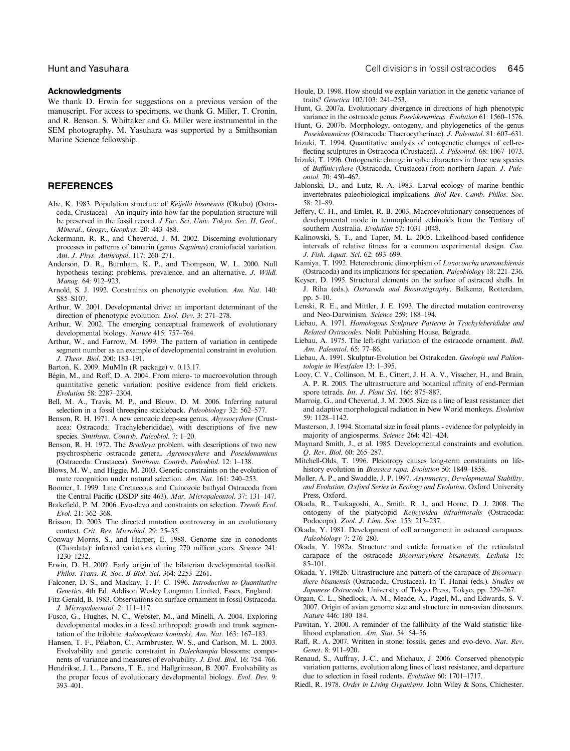## Acknowledgments

We thank D. Erwin for suggestions on a previous version of the manuscript. For access to specimens, we thank G. Miller, T. Cronin, and R. Benson. S. Whittaker and G. Miller were instrumental in the SEM photography. M. Yasuhara was supported by a Smithsonian Marine Science fellowship.

## REFERENCES

Abe, K. 1983. Population structure of *Keijella bisanensis* (Okubo) (Ostracoda, Crustacea) – An inquiry into how far the population structure will be preserved in the fossil record. *J Fac. Sci, Univ. Tokyo. Sec. II, Geol., Mineral., Geogr., Geophys.* 20: 443–488.

Ackermann, R. R., and Cheverud, J. M. 2002. Discerning evolutionary processes in patterns of tamarin (genus *Saguinus*) craniofacial variation. *Am. J. Phys. Anthropol.* 117: 260–271.

Anderson, D. R., Burnham, K. P., and Thompson, W. L. 2000. Null hypothesis testing: problems, prevalence, and an alternative. *J. Wildl. Manag.* 64: 912–923.

Arnold, S. J. 1992. Constraints on phenotypic evolution. *Am. Nat.* 140: S85–S107.

Arthur, W. 2001. Developmental drive: an important determinant of the direction of phenotypic evolution. *Evol. Dev.* 3: 271–278.

Arthur, W. 2002. The emerging conceptual framework of evolutionary developmental biology. *Nature* 415: 757–764.

Arthur, W., and Farrow, M. 1999. The pattern of variation in centipede segment number as an example of developmental constraint in evolution. *J. Theor. Biol.* 200: 183–191.

Bartoń, K. 2009. MuMIn (R package) v. 0.13.17.

Bégin, M., and Roff, D. A. 2004. From micro- to macroevolution through quantitative genetic variation: positive evidence from field crickets. *Evolution* 58: 2287–2304.

Bell, M. A., Travis, M. P., and Blouw, D. M. 2006. Inferring natural selection in a fossil threespine stickleback. *Paleobiology* 32: 562–577.

Benson, R. H. 1971. A new cenozoic deep-sea genus, *Abyssocythere* (Crustacea: Ostracoda: Trachyleberididae), with descriptions of five new species. *Smithson. Contrib. Paleobiol.* 7: 1–20.

Benson, R. H. 1972. The *Bradleya* problem, with descriptions of two new psychrospheric ostracode genera, *Agrenocythere* and *Poseidonamicus* (Ostracoda: Crustacea). *Smithson. Contrib. Paleobiol.* 12: 1–138.

Blows, M. W., and Higgie, M. 2003. Genetic constraints on the evolution of mate recognition under natural selection. *Am. Nat.* 161: 240–253.

Boomer, I. 1999. Late Cretaceous and Cainozoic bathyal Ostracoda from the Central Pacific (DSDP site 463). *Mar. Micropaleontol.* 37: 131–147.

Brakefield, P. M. 2006. Evo-devo and constraints on selection. *Trends Ecol. Evol.* 21: 362–368.

Brisson, D. 2003. The directed mutation controversy in an evolutionary context. *Crit. Rev. Microbiol.* 29: 25–35.

Conway Morris, S., and Harper, E. 1988. Genome size in conodonts (Chordata): inferred variations during 270 million years. *Science* 241: 1230–1232.

Erwin, D. H. 2009. Early origin of the bilaterian developmental toolkit. *Philos. Trans. R. Soc. B Biol. Sci.* 364: 2253–2261.

Falconer, D. S., and Mackay, T. F. C. 1996. *Introduction to Quantitative Genetics*. 4th Ed. Addison Wesley Longman Limited, Essex, England.

Fitz-Gerald, B. 1983. Observations on surface ornament in fossil Ostracoda. *J. Micropalaeontol.* 2: 111–117.

Fusco, G., Hughes, N. C., Webster, M., and Minelli, A. 2004. Exploring developmental modes in a fossil arthropod: growth and trunk segmentation of the trilobite *Aulacopleura konincki*. *Am. Nat.* 163: 167–183.

Hansen, T. F., Pélabon, C., Armbruster, W. S., and Carlson, M. L. 2003. Evolvability and genetic constraint in *Dalechampia* blossoms: components of variance and measures of evolvability. *J. Evol. Biol.* 16: 754–766.

Hendrikse, J. L., Parsons, T. E., and Hallgrimsson, B. 2007. Evolvability as the proper focus of evolutionary developmental biology. *Evol. Dev.* 9: 393–401.

Houle, D. 1998. How should we explain variation in the genetic variance of traits? *Genetica* 102/103: 241–253.

Hunt, G. 2007a. Evolutionary divergence in directions of high phenotypic variance in the ostracode genus *Poseidonamicus*. *Evolution* 61: 1560–1576.

Hunt, G. 2007b. Morphology, ontogeny, and phylogenetics of the genus *Poseidonamicus* (Ostracoda: Thaerocytherinae). *J. Paleontol.* 81: 607–631.

Irizuki, T. 1994. Quantitative analysis of ontogenetic changes of cell-reflecting sculptures in Ostracoda (Crustacea). *J. Paleontol.* 68: 1067–1073.

Irizuki, T. 1996. Ontogenetic change in valve characters in three new species of *Baffinicythere* (Ostracoda, Crustacea) from northern Japan. *J. Paleontol.* 70: 450–462.

Jablonski, D., and Lutz, R. A. 1983. Larval ecology of marine benthic invertebrates paleobiological implications. *Biol Rev. Camb. Philos. Soc.* 58: 21–89.

Jeffery, C. H., and Emlet, R. B. 2003. Macroevolutionary consequences of developmental mode in temnopleurid echinoids from the Tertiary of southern Australia. *Evolution* 57: 1031–1048.

Kalinowski, S. T., and Taper, M. L. 2005. Likelihood-based confidence intervals of relative fitness for a common experimental design. *Can. J. Fish. Aquat. Sci.* 62: 693–699.

Kamiya, T. 1992. Heterochronic dimorphism of *Loxoconcha uranouchiensis* (Ostracoda) and its implications for speciation. *Paleobiology* 18: 221–236.

Keyser, D. 1995. Structural elements on the surface of ostracod shells. In J. Riha (eds.). *Ostracoda and Biostratigraphy*. Balkema, Rotterdam, pp. 5–10.

Lenski, R. E., and Mittler, J. E. 1993. The directed mutation controversy and Neo-Darwinism. *Science* 259: 188–194.

Liebau, A. 1971. *Homologous Sculpture Patterns in Trachyleberididae and Related Ostracodes*. Nolit Publishing House, Belgrade.

Liebau, A. 1975. The left-right variation of the ostracode ornament. *Bull. Am. Paleontol.* 65: 77–86.

Liebau, A. 1991. Skulptur-Evolution bei Ostrakoden. *Geologie und Paläontologie in Westfalen* 13: 1–395.

Looy, C. V., Collinson, M. E., Cittert, J. H. A. V., Visscher, H., and Brain, A. P. R. 2005. The ultrastructure and botanical affinity of end-Permian spore tetrads. *Int. J. Plant Sci.* 166: 875–887.

Marroig, G., and Cheverud, J. M. 2005. Size as a line of least resistance: diet and adaptive morphological radiation in New World monkeys. *Evolution* 59: 1128–1142.

Masterson, J. 1994. Stomatal size in fossil plants - evidence for polyploidy in majority of angiosperms. *Science* 264: 421–424.

Maynard Smith, J., et al. 1985. Developmental constraints and evolution. *Q. Rev. Biol.* 60: 265–287.

Mitchell-Olds, T. 1996. Pleiotropy causes long-term constraints on life-history evolution in *Brassica rapa*. *Evolution* 50: 1849–1858.

Møller, A. P., and Swaddle, J. P. 1997. *Asymmetry, Developmental Stability, and Evolution, Oxford Series in Ecology and Evolution*. Oxford University Press, Oxford.

Okada, R., Tsukagoshi, A., Smith, R. J., and Horne, D. J. 2008. The ontogeny of the platycopid *Keijcyoidea infralittoralis* (Ostracoda: Podocopa). *Zool. J. Linn. Soc.* 153: 213–237.

Okada, Y. 1981. Development of cell arrangement in ostracod carapaces. *Paleobiology* 7: 276–280.

Okada, Y. 1982a. Structure and cuticle formation of the reticulated carapace of the ostracode *Bicornucythere bisanensis*. *Lethaia* 15: 85–101.

Okada, Y. 1982b. Ultrastructure and pattern of the carapace of *Bicornucythere bisanensis* (Ostracoda, Crustacea). In T. Hanai (eds.). *Studies on Japanese Ostracoda*. University of Tokyo Press, Tokyo, pp. 229–267.

Organ, C. L., Shedlock, A. M., Meade, A., Pagel, M., and Edwards, S. V. 2007. Origin of avian genome size and structure in non-avian dinosaurs. *Nature* 446: 180–184.

Pawitan, Y. 2000. A reminder of the fallibility of the Wald statistic: likelihood explanation. *Am. Stat.* 54: 54–56.

Raff, R. A. 2007. Written in stone: fossils, genes and evo-devo. *Nat. Rev. Genet.* 8: 911–920.

Renaud, S., Auffray, J.-C., and Michaux, J. 2006. Conserved phenotypic variation patterns, evolution along lines of least resistance, and departure due to selection in fossil rodents. *Evolution* 60: 1701–1717.

Riedl, R. 1978. *Order in Living Organisms*. John Wiley & Sons, Chichester.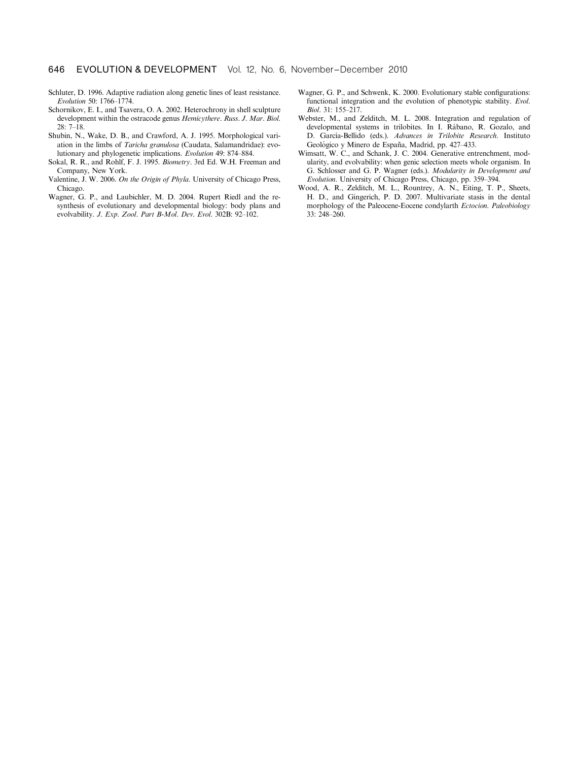Schluter, D. 1996. Adaptive radiation along genetic lines of least resistance. *Evolution* 50: 1766–1774.

Schornikov, E. I., and Tsavera, O. A. 2002. Heterochrony in shell sculpture development within the ostracode genus *Hemicythere*. *Russ. J. Mar. Biol.* 28: 7–18.

Shubin, N., Wake, D. B., and Crawford, A. J. 1995. Morphological variation in the limbs of *Taricha granulosa* (Caudata, Salamandridae): evolutionary and phylogenetic implications. *Evolution* 49: 874–884.

Sokal, R. R., and Rohlf, F. J. 1995. *Biometry*. 3rd Ed. W.H. Freeman and Company, New York.

Valentine, J. W. 2006. *On the Origin of Phyla*. University of Chicago Press, Chicago.

Wagner, G. P., and Laubichler, M. D. 2004. Rupert Riedl and the re-synthesis of evolutionary and developmental biology: body plans and evolvability. *J. Exp. Zool. Part B-Mol. Dev. Evol.* 302B: 92–102.

Wagner, G. P., and Schwenk, K. 2000. Evolutionary stable configurations: functional integration and the evolution of phenotypic stability. *Evol. Biol.* 31: 155–217.

Webster, M., and Zelditch, M. L. 2008. Integration and regulation of developmental systems in trilobites. In I. Rábano, R. Gozalo, and D. García-Bellido (eds.). *Advances in Trilobite Research*. Instituto Geológico y Minero de España, Madrid, pp. 427–433.

Wimsatt, W. C., and Schank, J. C. 2004. Generative entrenchment, modularity, and evolvability: when genic selection meets whole organism. In G. Schlosser and G. P. Wagner (eds.). *Modularity in Development and Evolution*. University of Chicago Press, Chicago, pp. 359–394.

Wood, A. R., Zelditch, M. L., Rountrey, A. N., Eiting, T. P., Sheets, H. D., and Gingerich, P. D. 2007. Multivariate stasis in the dental morphology of the Paleocene-Eocene condylarth *Ectocion*. *Paleobiology* 33: 248–260.